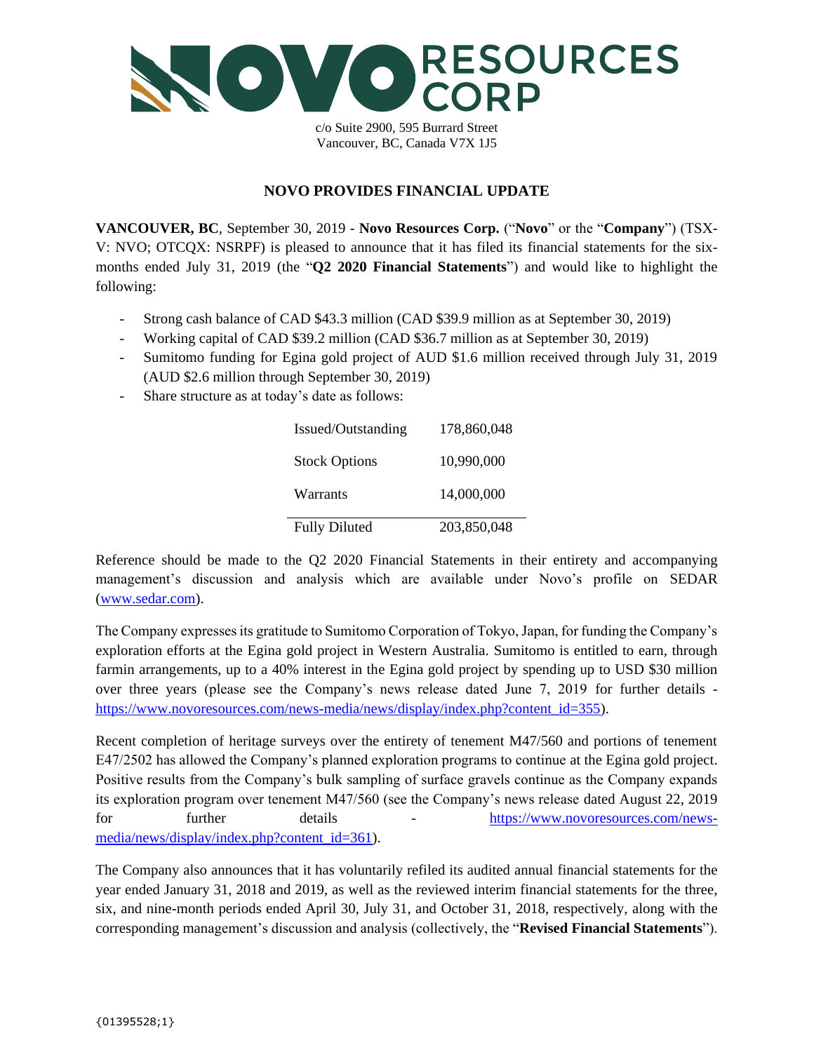# NOVO RESOURCES CORP

c/o Suite 2900, 595 Burrard Street
Vancouver, BC, Canada V7X 1J5

## NOVO PROVIDES FINANCIAL UPDATE

**VANCOUVER, BC**, September 30, 2019 - **Novo Resources Corp.** ("**Novo**" or the "**Company**") (TSX-V: NVO; OTCQX: NSRPF) is pleased to announce that it has filed its financial statements for the six-months ended July 31, 2019 (the "**Q2 2020 Financial Statements**") and would like to highlight the following:

- Strong cash balance of CAD $43.3 million (CAD $39.9 million as at September 30, 2019)
- Working capital of CAD $39.2 million (CAD $36.7 million as at September 30, 2019)
- Sumitomo funding for Egina gold project of AUD $1.6 million received through July 31, 2019 (AUD $2.6 million through September 30, 2019)
- Share structure as at today's date as follows:

| | |
|---|---|
| Issued/Outstanding | 178,860,048 |
| Stock Options | 10,990,000 |
| Warrants | 14,000,000 |
| Fully Diluted | 203,850,048 |

Reference should be made to the Q2 2020 Financial Statements in their entirety and accompanying management's discussion and analysis which are available under Novo's profile on SEDAR (www.sedar.com).

The Company expresses its gratitude to Sumitomo Corporation of Tokyo, Japan, for funding the Company's exploration efforts at the Egina gold project in Western Australia. Sumitomo is entitled to earn, through farmin arrangements, up to a 40% interest in the Egina gold project by spending up to USD $30 million over three years (please see the Company's news release dated June 7, 2019 for further details - https://www.novoresources.com/news-media/news/display/index.php?content_id=355).

Recent completion of heritage surveys over the entirety of tenement M47/560 and portions of tenement E47/2502 has allowed the Company's planned exploration programs to continue at the Egina gold project. Positive results from the Company's bulk sampling of surface gravels continue as the Company expands its exploration program over tenement M47/560 (see the Company's news release dated August 22, 2019 for further details - https://www.novoresources.com/news-media/news/display/index.php?content_id=361).

The Company also announces that it has voluntarily refiled its audited annual financial statements for the year ended January 31, 2018 and 2019, as well as the reviewed interim financial statements for the three, six, and nine-month periods ended April 30, July 31, and October 31, 2018, respectively, along with the corresponding management's discussion and analysis (collectively, the "**Revised Financial Statements**").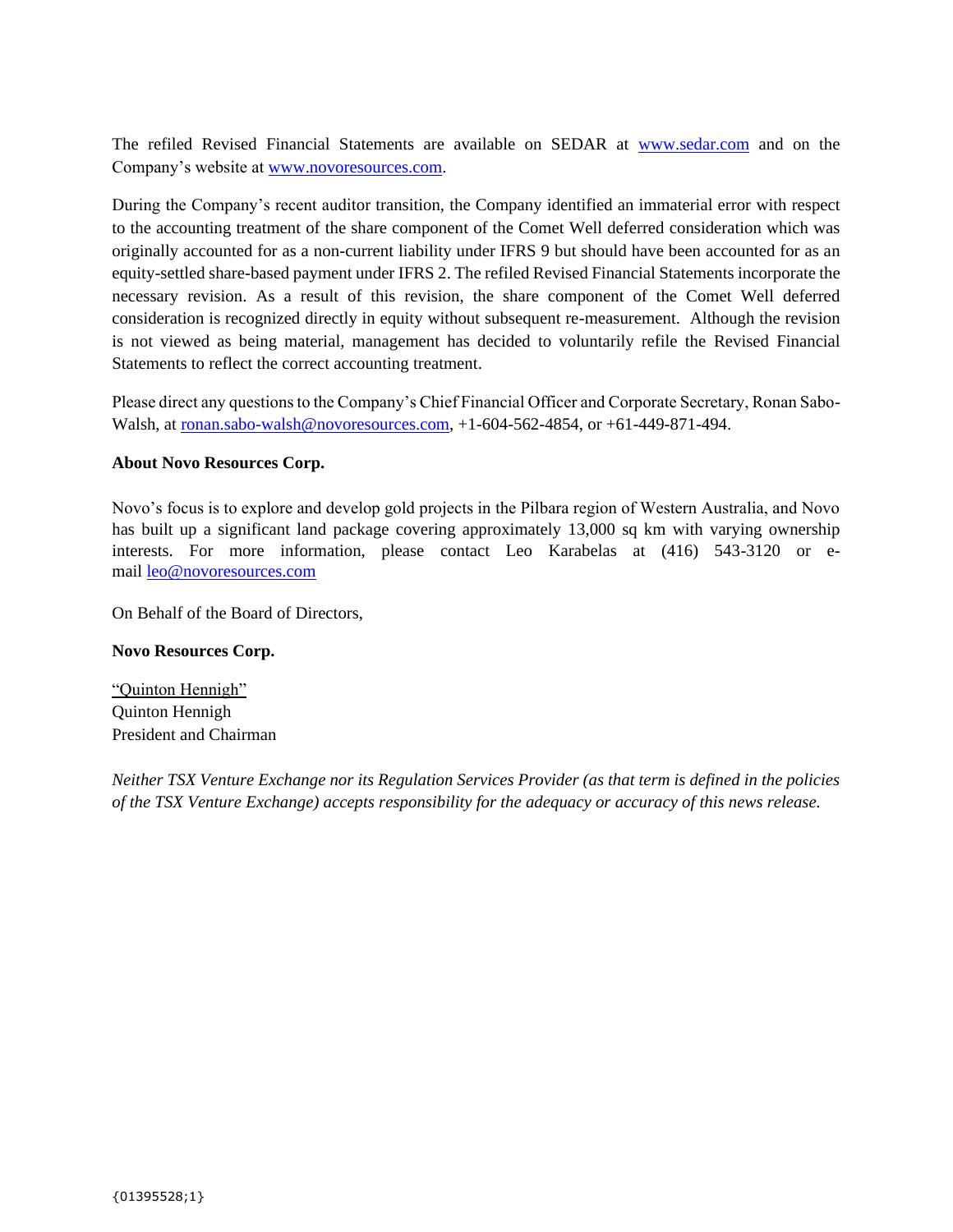The refiled Revised Financial Statements are available on SEDAR at [www.sedar.com](http://www.sedar.com) and on the Company's website at [www.novoresources.com](http://www.novoresources.com).

During the Company's recent auditor transition, the Company identified an immaterial error with respect to the accounting treatment of the share component of the Comet Well deferred consideration which was originally accounted for as a non-current liability under IFRS 9 but should have been accounted for as an equity-settled share-based payment under IFRS 2. The refiled Revised Financial Statements incorporate the necessary revision. As a result of this revision, the share component of the Comet Well deferred consideration is recognized directly in equity without subsequent re-measurement. Although the revision is not viewed as being material, management has decided to voluntarily refile the Revised Financial Statements to reflect the correct accounting treatment.

Please direct any questions to the Company's Chief Financial Officer and Corporate Secretary, Ronan Sabo-Walsh, at [ronan.sabo-walsh@novoresources.com](mailto:ronan.sabo-walsh@novoresources.com), +1-604-562-4854, or +61-449-871-494.

**About Novo Resources Corp.**

Novo's focus is to explore and develop gold projects in the Pilbara region of Western Australia, and Novo has built up a significant land package covering approximately 13,000 sq km with varying ownership interests. For more information, please contact Leo Karabelas at (416) 543-3120 or e-mail [leo@novoresources.com](mailto:leo@novoresources.com)

On Behalf of the Board of Directors,

**Novo Resources Corp.**

"Quinton Hennigh"
Quinton Hennigh
President and Chairman

*Neither TSX Venture Exchange nor its Regulation Services Provider (as that term is defined in the policies of the TSX Venture Exchange) accepts responsibility for the adequacy or accuracy of this news release.*